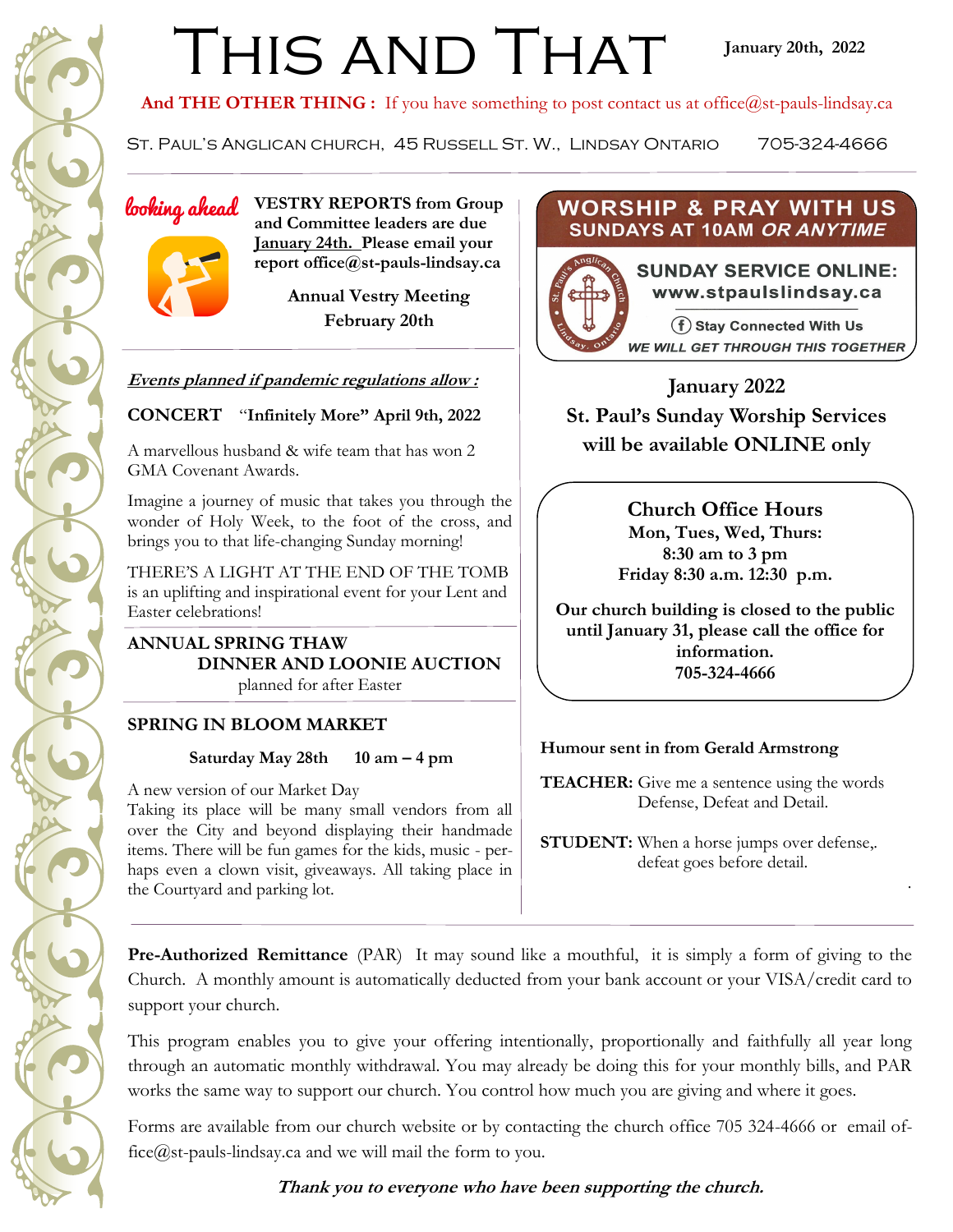# This and That

**January 20th, 2022**

**And THE OTHER THING :** If you have something to post contact us at office@st-pauls-lindsay.ca

St. Paul's Anglican church, 45 Russell St. W., Lindsay Ontario 705-324-4666

---

*looking ahead*

**VESTRY REPORTS from Group and Committee leaders are due January 24th. Please email your report office@st-pauls-lindsay.ca**

**Annual Vestry Meeting**
**February 20th**

***Events planned if pandemic regulations allow :***

**CONCERT** "**Infinitely More" April 9th, 2022**

A marvellous husband & wife team that has won 2 GMA Covenant Awards.

Imagine a journey of music that takes you through the wonder of Holy Week, to the foot of the cross, and brings you to that life-changing Sunday morning!

THERE'S A LIGHT AT THE END OF THE TOMB is an uplifting and inspirational event for your Lent and Easter celebrations!

**ANNUAL SPRING THAW**
**DINNER AND LOONIE AUCTION**
planned for after Easter

**SPRING IN BLOOM MARKET**

**Saturday May 28th 10 am – 4 pm**

A new version of our Market Day
Taking its place will be many small vendors from all over the City and beyond displaying their handmade items. There will be fun games for the kids, music - perhaps even a clown visit, giveaways. All taking place in the Courtyard and parking lot.

**WORSHIP & PRAY WITH US**
**SUNDAYS AT 10AM *OR ANYTIME***

St. Paul's Anglican Church, Lindsay, Ontario

**SUNDAY SERVICE ONLINE:**
**www.stpaulslindsay.ca**

**Stay Connected With Us**

***WE WILL GET THROUGH THIS TOGETHER***

**January 2022**
**St. Paul's Sunday Worship Services will be available ONLINE only**

**Church Office Hours**
**Mon, Tues, Wed, Thurs:**
**8:30 am to 3 pm**
**Friday 8:30 a.m. 12:30 p.m.**

**Our church building is closed to the public until January 31, please call the office for information.**
**705-324-4666**

**Humour sent in from Gerald Armstrong**

**TEACHER:** Give me a sentence using the words Defense, Defeat and Detail.

**STUDENT:** When a horse jumps over defense,. defeat goes before detail.

---

**Pre-Authorized Remittance** (PAR) It may sound like a mouthful, it is simply a form of giving to the Church. A monthly amount is automatically deducted from your bank account or your VISA/credit card to support your church.

This program enables you to give your offering intentionally, proportionally and faithfully all year long through an automatic monthly withdrawal. You may already be doing this for your monthly bills, and PAR works the same way to support our church. You control how much you are giving and where it goes.

Forms are available from our church website or by contacting the church office 705 324-4666 or email office@st-pauls-lindsay.ca and we will mail the form to you.

***Thank you to everyone who have been supporting the church.***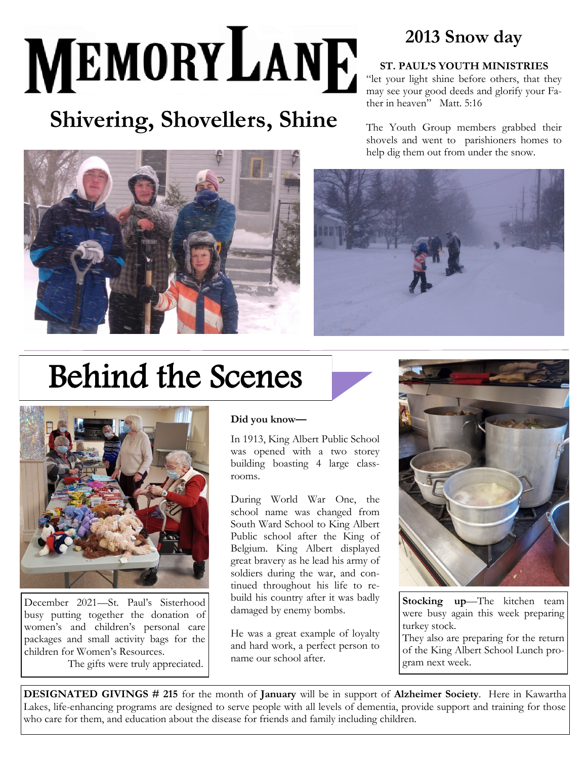# MEMORY LANE

## Shivering, Shovellers, Shine

## 2013 Snow day

**ST. PAUL'S YOUTH MINISTRIES**

"let your light shine before others, that they may see your good deeds and glorify your Father in heaven" Matt. 5:16

The Youth Group members grabbed their shovels and went to parishioners homes to help dig them out from under the snow.

# Behind the Scenes

December 2021—St. Paul's Sisterhood busy putting together the donation of women's and children's personal care packages and small activity bags for the children for Women's Resources.

The gifts were truly appreciated.

**Did you know—**

In 1913, King Albert Public School was opened with a two storey building boasting 4 large classrooms.

During World War One, the school name was changed from South Ward School to King Albert Public school after the King of Belgium. King Albert displayed great bravery as he lead his army of soldiers during the war, and continued throughout his life to rebuild his country after it was badly damaged by enemy bombs.

He was a great example of loyalty and hard work, a perfect person to name our school after.

**Stocking up**—The kitchen team were busy again this week preparing turkey stock.
They also are preparing for the return of the King Albert School Lunch program next week.

**DESIGNATED GIVINGS # 215** for the month of **January** will be in support of **Alzheimer Society**. Here in Kawartha Lakes, life-enhancing programs are designed to serve people with all levels of dementia, provide support and training for those who care for them, and education about the disease for friends and family including children.